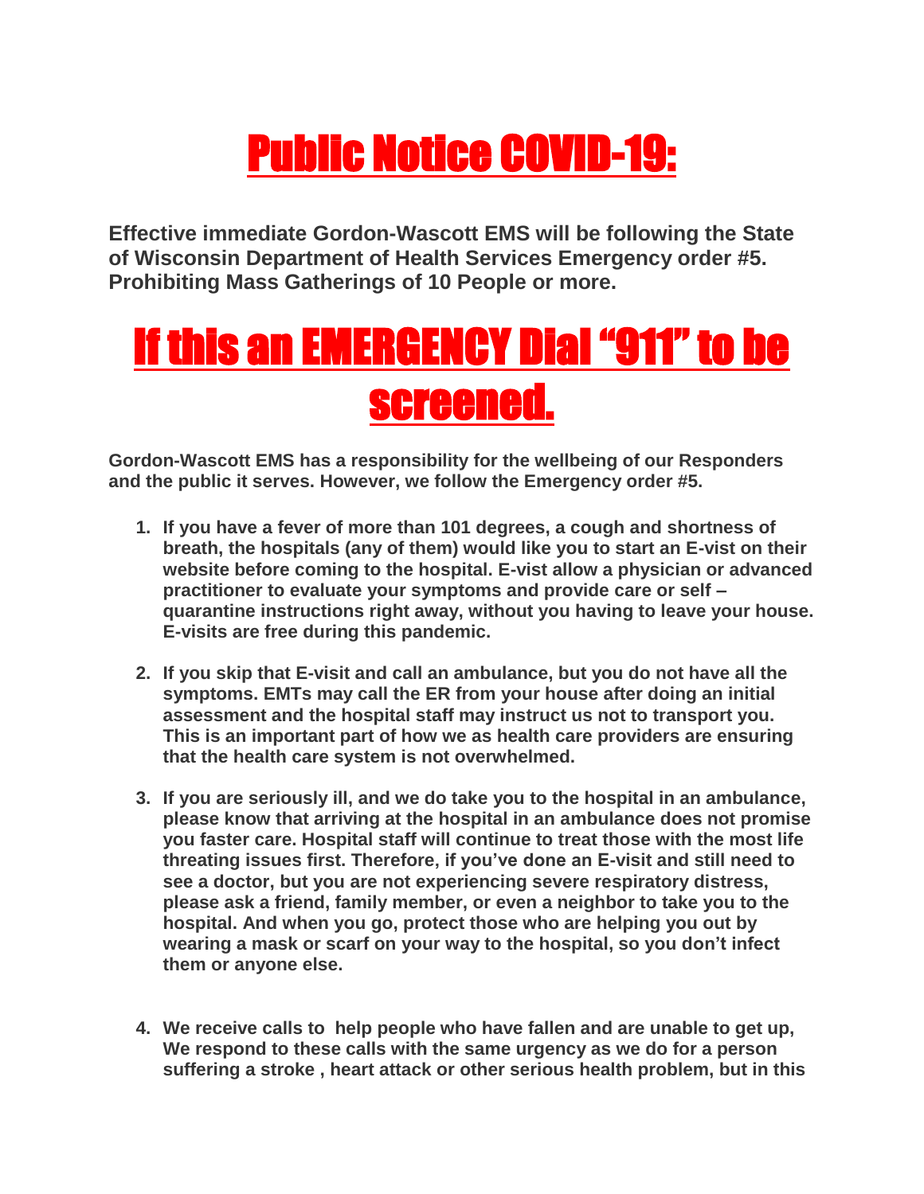# Public Notice COVID-19:

**Effective immediate Gordon-Wascott EMS will be following the State of Wisconsin Department of Health Services Emergency order #5. Prohibiting Mass Gatherings of 10 People or more.**

# If this an EMERGENCY Dial "911" to be screened.

**Gordon-Wascott EMS has a responsibility for the wellbeing of our Responders and the public it serves. However, we follow the Emergency order #5.**

1. **If you have a fever of more than 101 degrees, a cough and shortness of breath, the hospitals (any of them) would like you to start an E-vist on their website before coming to the hospital. E-vist allow a physician or advanced practitioner to evaluate your symptoms and provide care or self – quarantine instructions right away, without you having to leave your house. E-visits are free during this pandemic.**

2. **If you skip that E-visit and call an ambulance, but you do not have all the symptoms. EMTs may call the ER from your house after doing an initial assessment and the hospital staff may instruct us not to transport you. This is an important part of how we as health care providers are ensuring that the health care system is not overwhelmed.**

3. **If you are seriously ill, and we do take you to the hospital in an ambulance, please know that arriving at the hospital in an ambulance does not promise you faster care. Hospital staff will continue to treat those with the most life threating issues first. Therefore, if you've done an E-visit and still need to see a doctor, but you are not experiencing severe respiratory distress, please ask a friend, family member, or even a neighbor to take you to the hospital. And when you go, protect those who are helping you out by wearing a mask or scarf on your way to the hospital, so you don't infect them or anyone else.**

4. **We receive calls to help people who have fallen and are unable to get up, We respond to these calls with the same urgency as we do for a person suffering a stroke , heart attack or other serious health problem, but in this**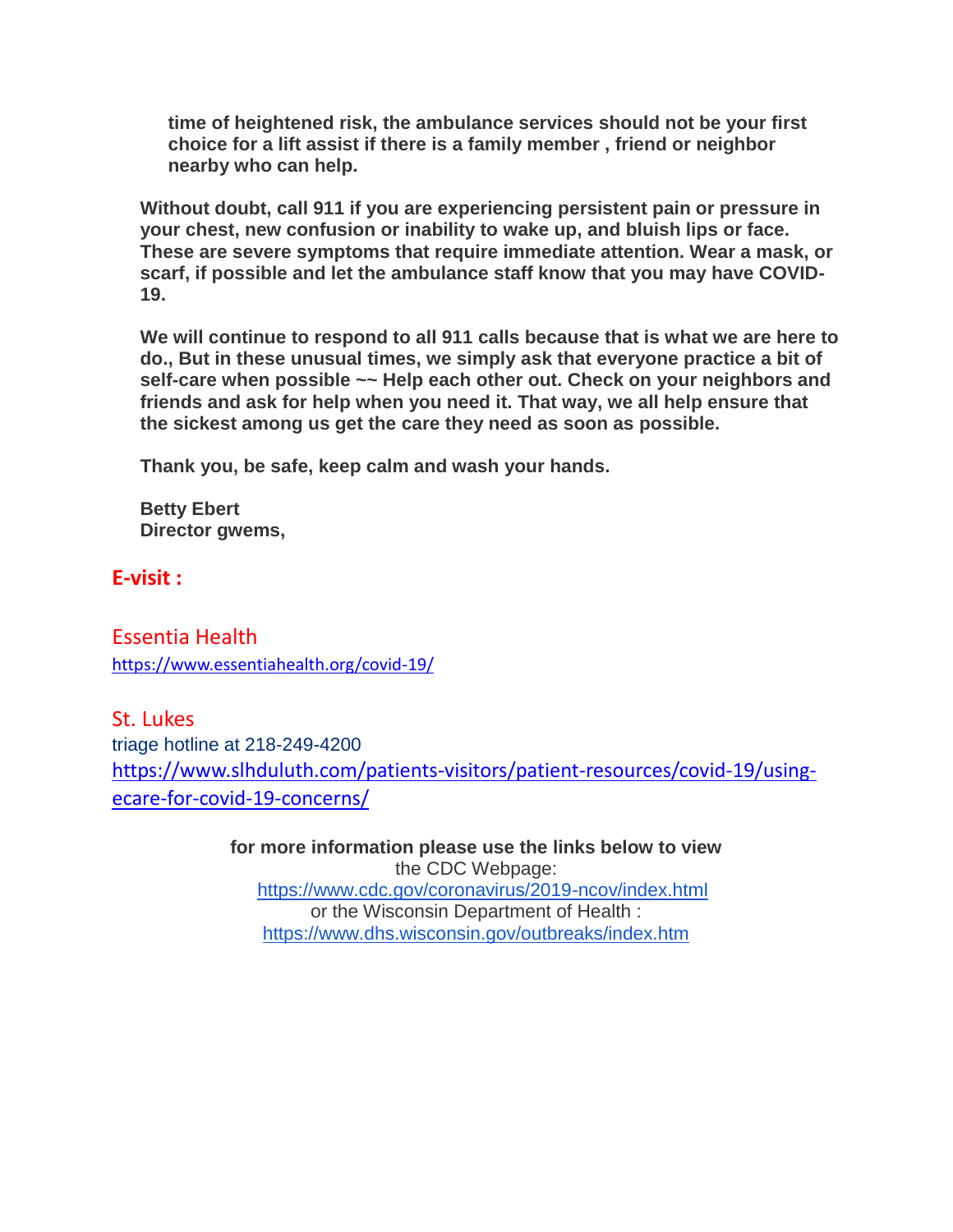**time of heightened risk, the ambulance services should not be your first choice for a lift assist if there is a family member , friend or neighbor nearby who can help.**

**Without doubt, call 911 if you are experiencing persistent pain or pressure in your chest, new confusion or inability to wake up, and bluish lips or face. These are severe symptoms that require immediate attention. Wear a mask, or scarf, if possible and let the ambulance staff know that you may have COVID-19.**

**We will continue to respond to all 911 calls because that is what we are here to do., But in these unusual times, we simply ask that everyone practice a bit of self-care when possible ~~ Help each other out. Check on your neighbors and friends and ask for help when you need it. That way, we all help ensure that the sickest among us get the care they need as soon as possible.**

**Thank you, be safe, keep calm and wash your hands.**

**Betty Ebert**
**Director gwems,**

**E-visit :**

Essentia Health
https://www.essentiahealth.org/covid-19/

St. Lukes
triage hotline at 218-249-4200
https://www.slhduluth.com/patients-visitors/patient-resources/covid-19/using-ecare-for-covid-19-concerns/

**for more information please use the links below to view**
the CDC Webpage:
https://www.cdc.gov/coronavirus/2019-ncov/index.html
or the Wisconsin Department of Health :
https://www.dhs.wisconsin.gov/outbreaks/index.htm